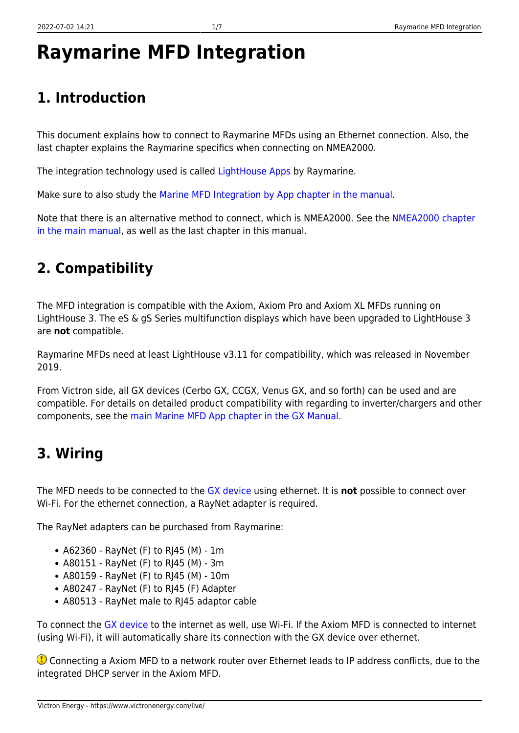# Raymarine MFD Integration

## 1. Introduction

This document explains how to connect to Raymarine MFDs using an Ethernet connection. Also, the last chapter explains the Raymarine specifics when connecting on NMEA2000.

The integration technology used is called LightHouse Apps by Raymarine.

Make sure to also study the Marine MFD Integration by App chapter in the manual.

Note that there is an alternative method to connect, which is NMEA2000. See the NMEA2000 chapter in the main manual, as well as the last chapter in this manual.

## 2. Compatibility

The MFD integration is compatible with the Axiom, Axiom Pro and Axiom XL MFDs running on LightHouse 3. The eS & gS Series multifunction displays which have been upgraded to LightHouse 3 are **not** compatible.

Raymarine MFDs need at least LightHouse v3.11 for compatibility, which was released in November 2019.

From Victron side, all GX devices (Cerbo GX, CCGX, Venus GX, and so forth) can be used and are compatible. For details on detailed product compatibility with regarding to inverter/chargers and other components, see the main Marine MFD App chapter in the GX Manual.

## 3. Wiring

The MFD needs to be connected to the GX device using ethernet. It is **not** possible to connect over Wi-Fi. For the ethernet connection, a RayNet adapter is required.

The RayNet adapters can be purchased from Raymarine:

- A62360 - RayNet (F) to RJ45 (M) - 1m
- A80151 - RayNet (F) to RJ45 (M) - 3m
- A80159 - RayNet (F) to RJ45 (M) - 10m
- A80247 - RayNet (F) to RJ45 (F) Adapter
- A80513 - RayNet male to RJ45 adaptor cable

To connect the GX device to the internet as well, use Wi-Fi. If the Axiom MFD is connected to internet (using Wi-Fi), it will automatically share its connection with the GX device over ethernet.

Connecting a Axiom MFD to a network router over Ethernet leads to IP address conflicts, due to the integrated DHCP server in the Axiom MFD.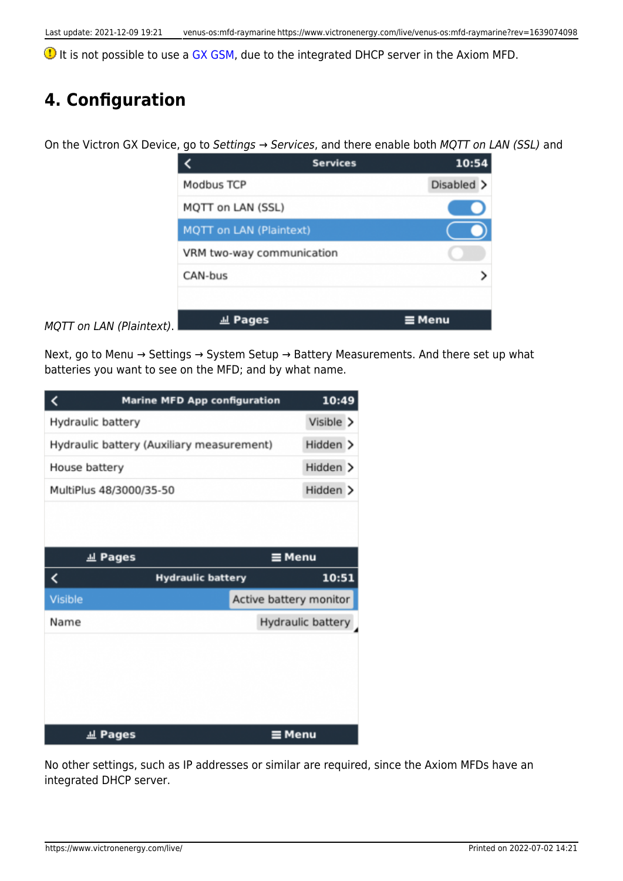It is not possible to use a GX GSM, due to the integrated DHCP server in the Axiom MFD.

## 4. Configuration

On the Victron GX Device, go to *Settings* → *Services*, and there enable both *MQTT on LAN (SSL)* and *MQTT on LAN (Plaintext)*.

Next, go to Menu → Settings → System Setup → Battery Measurements. And there set up what batteries you want to see on the MFD; and by what name.

No other settings, such as IP addresses or similar are required, since the Axiom MFDs have an integrated DHCP server.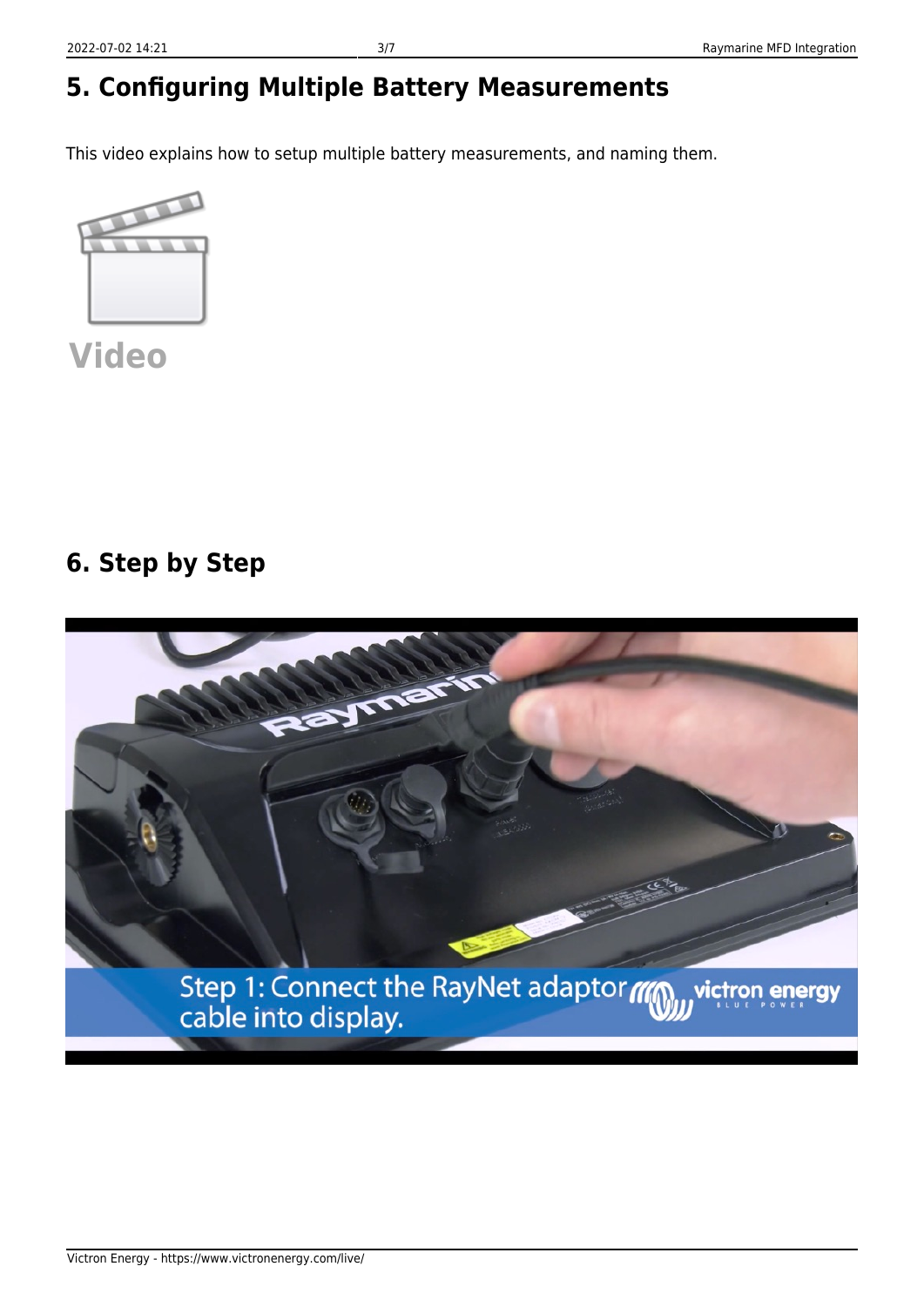## 5. Configuring Multiple Battery Measurements

This video explains how to setup multiple battery measurements, and naming them.

Video

## 6. Step by Step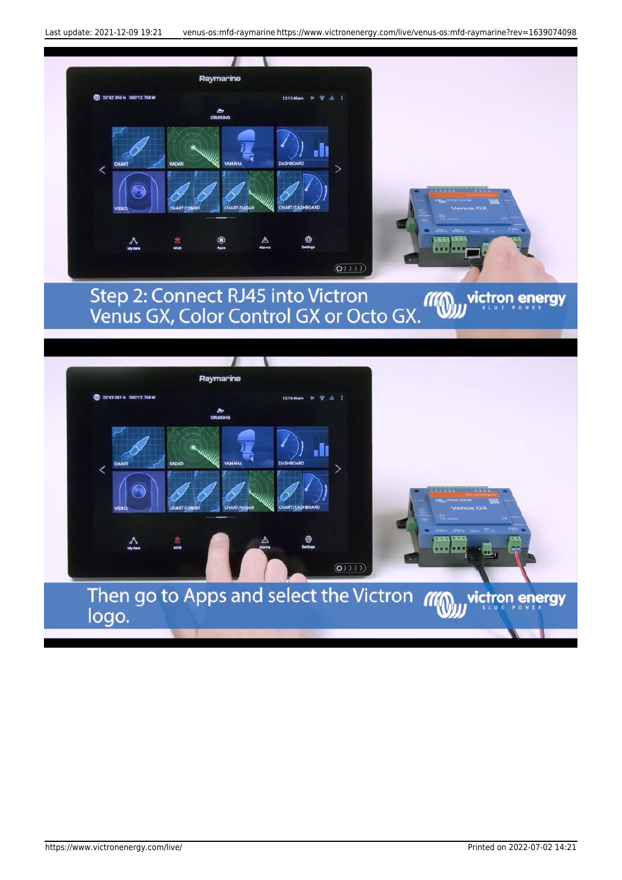Step 2: Connect RJ45 into Victron Venus GX, Color Control GX or Octo GX.

Then go to Apps and select the Victron logo.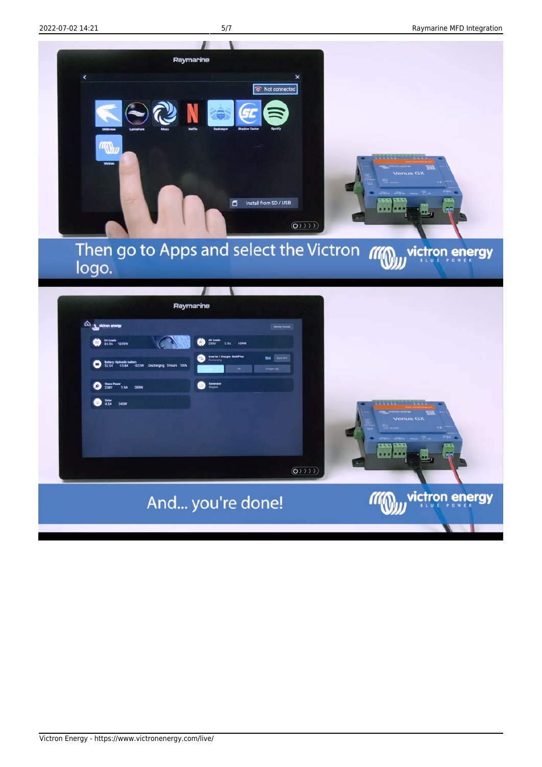Then go to Apps and select the Victron logo.

And... you're done!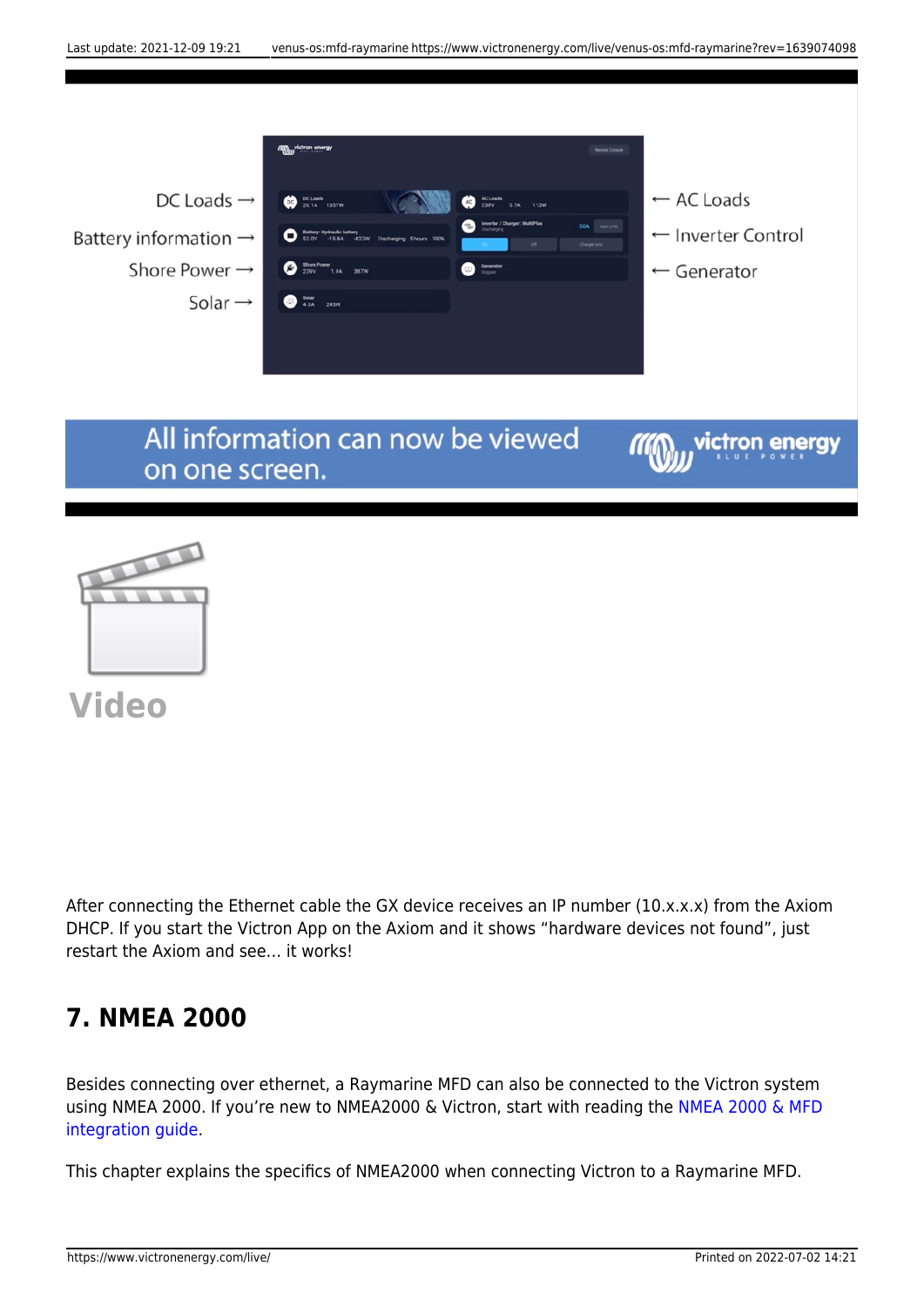After connecting the Ethernet cable the GX device receives an IP number (10.x.x.x) from the Axiom DHCP. If you start the Victron App on the Axiom and it shows “hardware devices not found”, just restart the Axiom and see… it works!

## 7. NMEA 2000

Besides connecting over ethernet, a Raymarine MFD can also be connected to the Victron system using NMEA 2000. If you’re new to NMEA2000 & Victron, start with reading the NMEA 2000 & MFD integration guide.

This chapter explains the specifics of NMEA2000 when connecting Victron to a Raymarine MFD.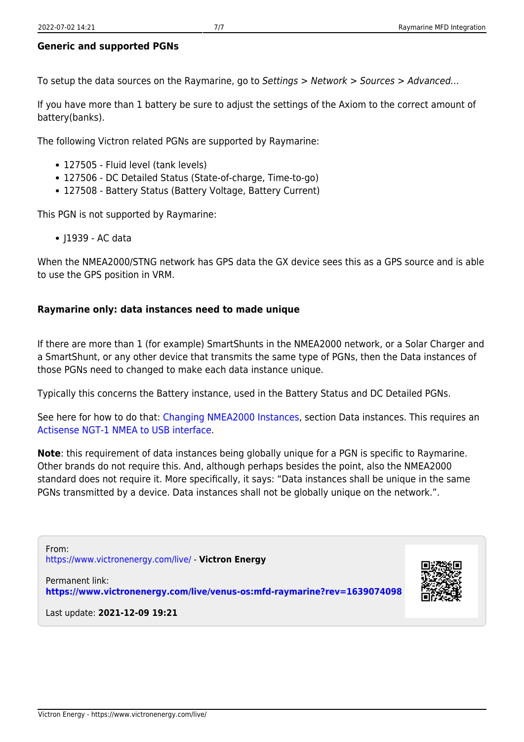#### Generic and supported PGNs

To setup the data sources on the Raymarine, go to *Settings > Network > Sources > Advanced…*

If you have more than 1 battery be sure to adjust the settings of the Axiom to the correct amount of battery(banks).

The following Victron related PGNs are supported by Raymarine:

- 127505 - Fluid level (tank levels)
- 127506 - DC Detailed Status (State-of-charge, Time-to-go)
- 127508 - Battery Status (Battery Voltage, Battery Current)

This PGN is not supported by Raymarine:

- J1939 - AC data

When the NMEA2000/STNG network has GPS data the GX device sees this as a GPS source and is able to use the GPS position in VRM.

#### Raymarine only: data instances need to made unique

If there are more than 1 (for example) SmartShunts in the NMEA2000 network, or a Solar Charger and a SmartShunt, or any other device that transmits the same type of PGNs, then the Data instances of those PGNs need to changed to make each data instance unique.

Typically this concerns the Battery instance, used in the Battery Status and DC Detailed PGNs.

See here for how to do that: Changing NMEA2000 Instances, section Data instances. This requires an Actisense NGT-1 NMEA to USB interface.

**Note**: this requirement of data instances being globally unique for a PGN is specific to Raymarine. Other brands do not require this. And, although perhaps besides the point, also the NMEA2000 standard does not require it. More specifically, it says: “Data instances shall be unique in the same PGNs transmitted by a device. Data instances shall not be globally unique on the network.”.

From:
https://www.victronenergy.com/live/ - **Victron Energy**

Permanent link:
**https://www.victronenergy.com/live/venus-os:mfd-raymarine?rev=1639074098**

Last update: **2021-12-09 19:21**